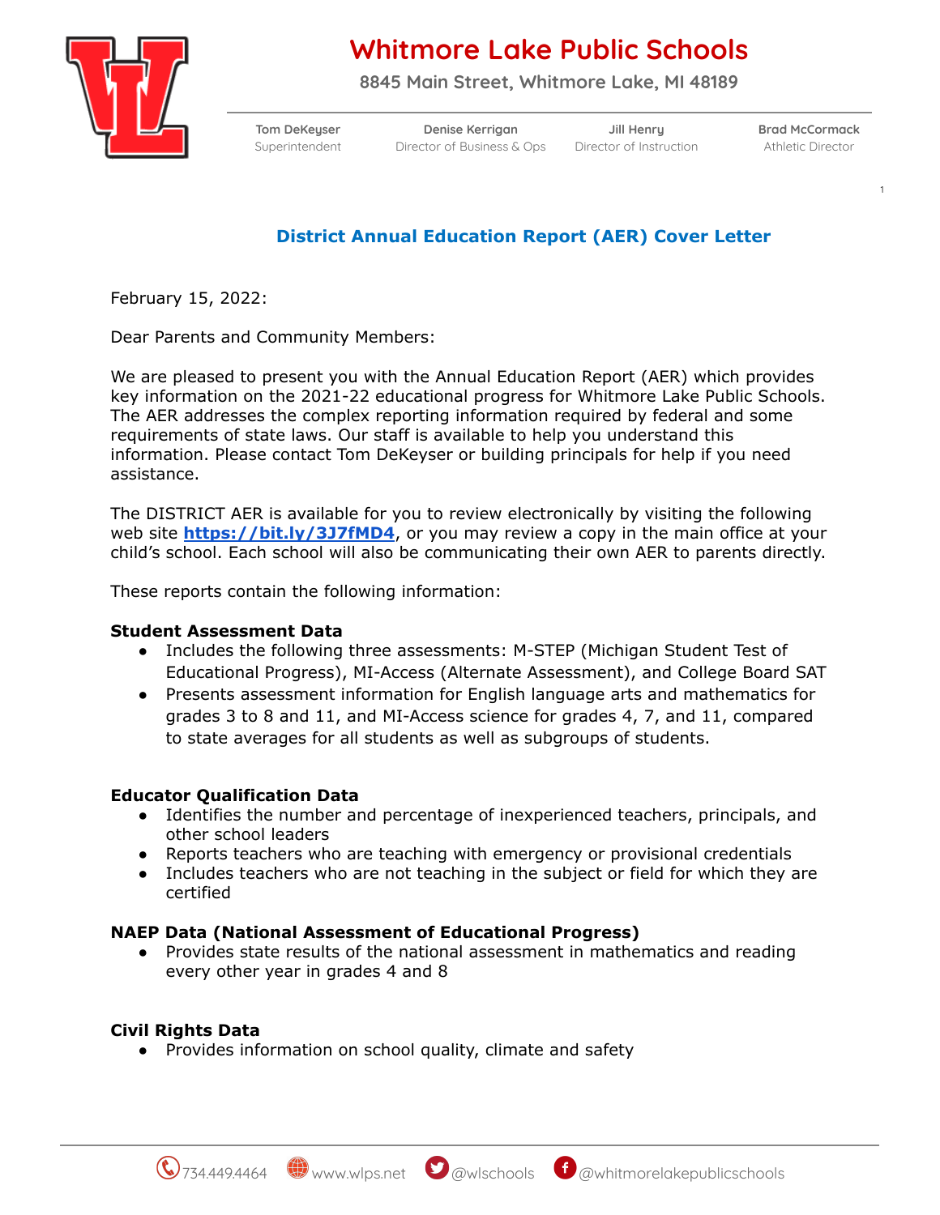# Whitmore Lake Public Schools

8845 Main Street, Whitmore Lake, MI 48189

| Tom DeKeyser | Denise Kerrigan | Jill Henry | Brad McCormack |
|---|---|---|---|
| Superintendent | Director of Business & Ops | Director of Instruction | Athletic Director |

## District Annual Education Report (AER) Cover Letter

February 15, 2022:

Dear Parents and Community Members:

We are pleased to present you with the Annual Education Report (AER) which provides key information on the 2021-22 educational progress for Whitmore Lake Public Schools. The AER addresses the complex reporting information required by federal and some requirements of state laws. Our staff is available to help you understand this information. Please contact Tom DeKeyser or building principals for help if you need assistance.

The DISTRICT AER is available for you to review electronically by visiting the following web site **https://bit.ly/3J7fMD4**, or you may review a copy in the main office at your child's school. Each school will also be communicating their own AER to parents directly.

These reports contain the following information:

**Student Assessment Data**

- Includes the following three assessments: M-STEP (Michigan Student Test of Educational Progress), MI-Access (Alternate Assessment), and College Board SAT
- Presents assessment information for English language arts and mathematics for grades 3 to 8 and 11, and MI-Access science for grades 4, 7, and 11, compared to state averages for all students as well as subgroups of students.

**Educator Qualification Data**

- Identifies the number and percentage of inexperienced teachers, principals, and other school leaders
- Reports teachers who are teaching with emergency or provisional credentials
- Includes teachers who are not teaching in the subject or field for which they are certified

**NAEP Data (National Assessment of Educational Progress)**

- Provides state results of the national assessment in mathematics and reading every other year in grades 4 and 8

**Civil Rights Data**

- Provides information on school quality, climate and safety

734.449.4464 | www.wlps.net | @wlschools | @whitmorelakepublicschools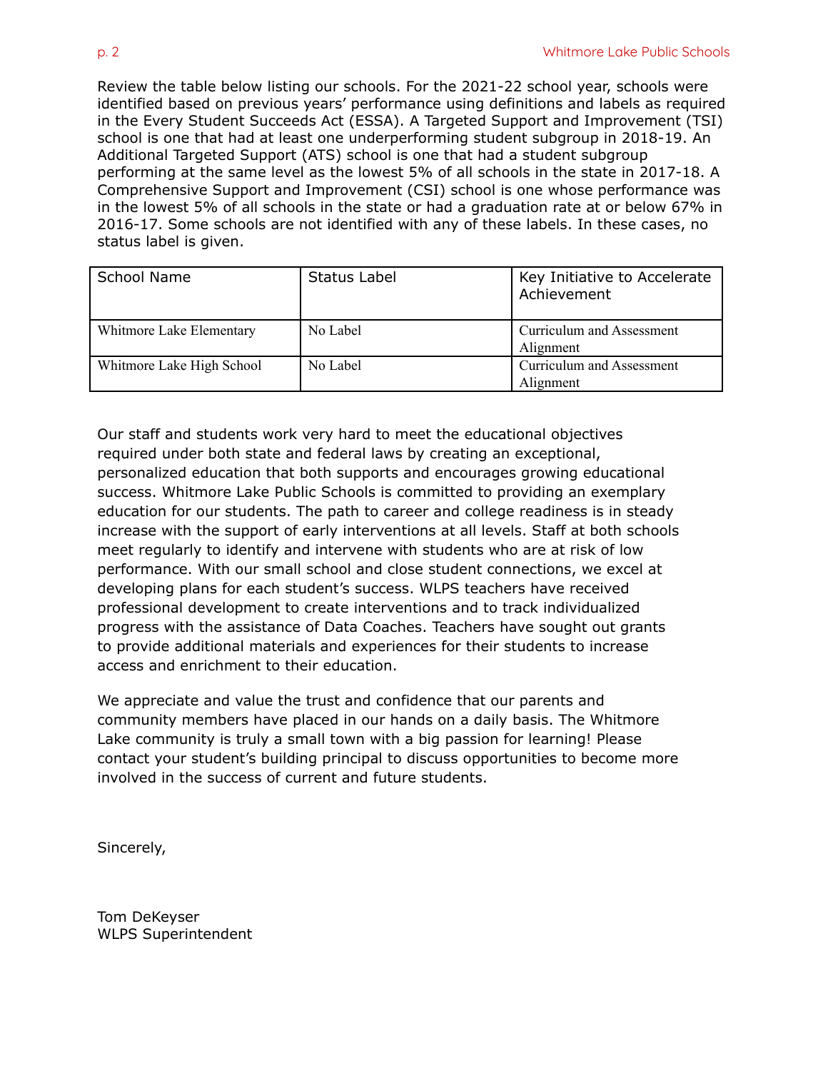Review the table below listing our schools. For the 2021-22 school year, schools were identified based on previous years' performance using definitions and labels as required in the Every Student Succeeds Act (ESSA). A Targeted Support and Improvement (TSI) school is one that had at least one underperforming student subgroup in 2018-19. An Additional Targeted Support (ATS) school is one that had a student subgroup performing at the same level as the lowest 5% of all schools in the state in 2017-18. A Comprehensive Support and Improvement (CSI) school is one whose performance was in the lowest 5% of all schools in the state or had a graduation rate at or below 67% in 2016-17. Some schools are not identified with any of these labels. In these cases, no status label is given.

| School Name | Status Label | Key Initiative to Accelerate Achievement |
|---|---|---|
| Whitmore Lake Elementary | No Label | Curriculum and Assessment Alignment |
| Whitmore Lake High School | No Label | Curriculum and Assessment Alignment |

Our staff and students work very hard to meet the educational objectives required under both state and federal laws by creating an exceptional, personalized education that both supports and encourages growing educational success. Whitmore Lake Public Schools is committed to providing an exemplary education for our students. The path to career and college readiness is in steady increase with the support of early interventions at all levels. Staff at both schools meet regularly to identify and intervene with students who are at risk of low performance. With our small school and close student connections, we excel at developing plans for each student's success. WLPS teachers have received professional development to create interventions and to track individualized progress with the assistance of Data Coaches. Teachers have sought out grants to provide additional materials and experiences for their students to increase access and enrichment to their education.

We appreciate and value the trust and confidence that our parents and community members have placed in our hands on a daily basis. The Whitmore Lake community is truly a small town with a big passion for learning! Please contact your student's building principal to discuss opportunities to become more involved in the success of current and future students.

Sincerely,

Tom DeKeyser
WLPS Superintendent